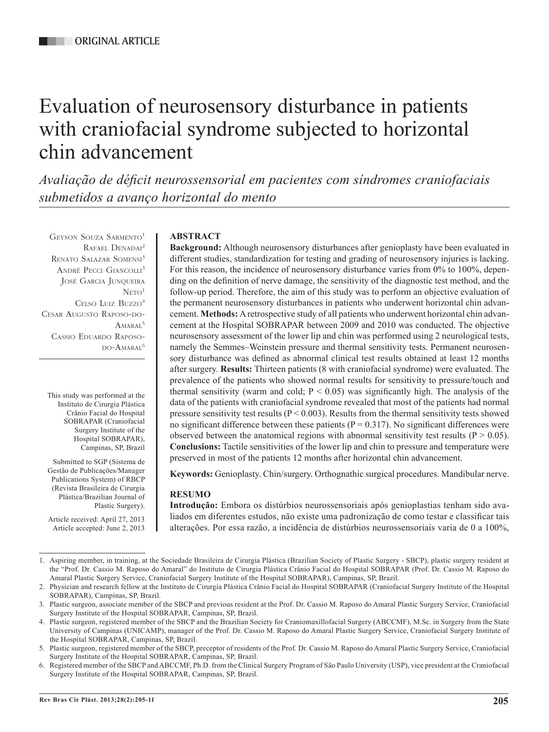ORIGINAL ARTICLE

# Evaluation of neurosensory disturbance in patients with craniofacial syndrome subjected to horizontal chin advancement

*Avaliação de déficit neurossensorial em pacientes com síndromes craniofaciais submetidos a avanço horizontal do mento*

Geyson Souza Sarmento[1]
Rafael Denadai[2]
Renato Salazar Somensi[3]
André Pecci Giancolli[3]
José Garcia Junqueira Neto[1]
Celso Luiz Buzzo[4]
Cesar Augusto Raposo-do-Amaral[5]
Cassio Eduardo Raposo-do-Amaral[6]

This study was performed at the Instituto de Cirurgia Plástica Crânio Facial do Hospital SOBRAPAR (Craniofacial Surgery Institute of the Hospital SOBRAPAR), Campinas, SP, Brazil

Submitted to SGP (Sistema de Gestão de Publicações/Manager Publications System) of RBCP (Revista Brasileira de Cirurgia Plástica/Brazilian Journal of Plastic Surgery).

Article received: April 27, 2013
Article accepted: June 2, 2013

## ABSTRACT

**Background:** Although neurosensory disturbances after genioplasty have been evaluated in different studies, standardization for testing and grading of neurosensory injuries is lacking. For this reason, the incidence of neurosensory disturbance varies from 0% to 100%, depending on the definition of nerve damage, the sensitivity of the diagnostic test method, and the follow-up period. Therefore, the aim of this study was to perform an objective evaluation of the permanent neurosensory disturbances in patients who underwent horizontal chin advancement. **Methods:** A retrospective study of all patients who underwent horizontal chin advancement at the Hospital SOBRAPAR between 2009 and 2010 was conducted. The objective neurosensory assessment of the lower lip and chin was performed using 2 neurological tests, namely the Semmes–Weinstein pressure and thermal sensitivity tests. Permanent neurosensory disturbance was defined as abnormal clinical test results obtained at least 12 months after surgery. **Results:** Thirteen patients (8 with craniofacial syndrome) were evaluated. The prevalence of the patients who showed normal results for sensitivity to pressure/touch and thermal sensitivity (warm and cold; $P < 0.05$) was significantly high. The analysis of the data of the patients with craniofacial syndrome revealed that most of the patients had normal pressure sensitivity test results ($P < 0.003$). Results from the thermal sensitivity tests showed no significant difference between these patients ($P = 0.317$). No significant differences were observed between the anatomical regions with abnormal sensitivity test results ($P > 0.05$). **Conclusions:** Tactile sensitivities of the lower lip and chin to pressure and temperature were preserved in most of the patients 12 months after horizontal chin advancement.

**Keywords:** Genioplasty. Chin/surgery. Orthognathic surgical procedures. Mandibular nerve.

## RESUMO

**Introdução:** Embora os distúrbios neurossensoriais após genioplastias tenham sido avaliados em diferentes estudos, não existe uma padronização de como testar e classificar tais alterações. Por essa razão, a incidência de distúrbios neurossensoriais varia de 0 a 100%,

1. Aspiring member, in training, at the Sociedade Brasileira de Cirurgia Plástica (Brazilian Society of Plastic Surgery - SBCP), plastic surgery resident at the "Prof. Dr. Cassio M. Raposo do Amaral" do Instituto de Cirurgia Plástica Crânio Facial do Hospital SOBRAPAR (Prof. Dr. Cassio M. Raposo do Amaral Plastic Surgery Service, Craniofacial Surgery Institute of the Hospital SOBRAPAR), Campinas, SP, Brazil.
2. Physician and research fellow at the Instituto de Cirurgia Plástica Crânio Facial do Hospital SOBRAPAR (Craniofacial Surgery Institute of the Hospital SOBRAPAR), Campinas, SP, Brazil.
3. Plastic surgeon, associate member of the SBCP and previous resident at the Prof. Dr. Cassio M. Raposo do Amaral Plastic Surgery Service, Craniofacial Surgery Institute of the Hospital SOBRAPAR, Campinas, SP, Brazil.
4. Plastic surgeon, registered member of the SBCP and the Brazilian Society for Craniomaxillofacial Surgery (ABCCMF), M.Sc. in Surgery from the State University of Campinas (UNICAMP), manager of the Prof. Dr. Cassio M. Raposo do Amaral Plastic Surgery Service, Craniofacial Surgery Institute of the Hospital SOBRAPAR, Campinas, SP, Brazil.
5. Plastic surgeon, registered member of the SBCP, preceptor of residents of the Prof. Dr. Cassio M. Raposo do Amaral Plastic Surgery Service, Craniofacial Surgery Institute of the Hospital SOBRAPAR, Campinas, SP, Brazil.
6. Registered member of the SBCP and ABCCMF, Ph.D. from the Clinical Surgery Program of São Paulo University (USP), vice president at the Craniofacial Surgery Institute of the Hospital SOBRAPAR, Campinas, SP, Brazil.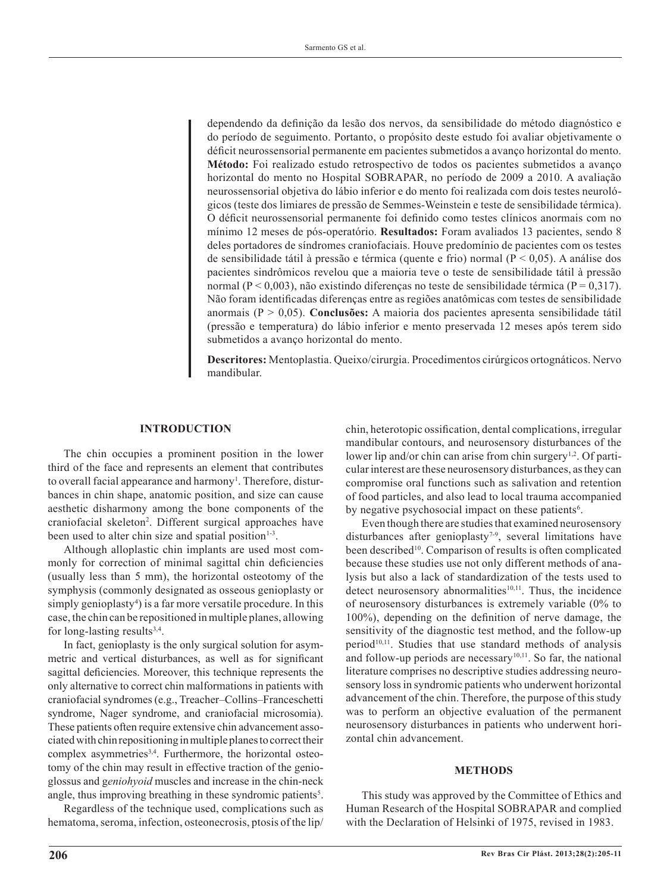dependendo da definição da lesão dos nervos, da sensibilidade do método diagnóstico e do período de seguimento. Portanto, o propósito deste estudo foi avaliar objetivamente o déficit neurossensorial permanente em pacientes submetidos a avanço horizontal do mento. **Método:** Foi realizado estudo retrospectivo de todos os pacientes submetidos a avanço horizontal do mento no Hospital SOBRAPAR, no período de 2009 a 2010. A avaliação neurossensorial objetiva do lábio inferior e do mento foi realizada com dois testes neurológicos (teste dos limiares de pressão de Semmes-Weinstein e teste de sensibilidade térmica). O déficit neurossensorial permanente foi definido como testes clínicos anormais com no mínimo 12 meses de pós-operatório. **Resultados:** Foram avaliados 13 pacientes, sendo 8 deles portadores de síndromes craniofaciais. Houve predomínio de pacientes com os testes de sensibilidade tátil à pressão e térmica (quente e frio) normal ($P < 0,05$). A análise dos pacientes sindrômicos revelou que a maioria teve o teste de sensibilidade tátil à pressão normal ($P < 0,003$), não existindo diferenças no teste de sensibilidade térmica ($P = 0,317$). Não foram identificadas diferenças entre as regiões anatômicas com testes de sensibilidade anormais ($P > 0,05$). **Conclusões:** A maioria dos pacientes apresenta sensibilidade tátil (pressão e temperatura) do lábio inferior e mento preservada 12 meses após terem sido submetidos a avanço horizontal do mento.

**Descritores:** Mentoplastia. Queixo/cirurgia. Procedimentos cirúrgicos ortognáticos. Nervo mandibular.

## INTRODUCTION

The chin occupies a prominent position in the lower third of the face and represents an element that contributes to overall facial appearance and harmony[1]. Therefore, disturbances in chin shape, anatomic position, and size can cause aesthetic disharmony among the bone components of the craniofacial skeleton[2]. Different surgical approaches have been used to alter chin size and spatial position[1-3].

Although alloplastic chin implants are used most commonly for correction of minimal sagittal chin deficiencies (usually less than 5 mm), the horizontal osteotomy of the symphysis (commonly designated as osseous genioplasty or simply genioplasty[4]) is a far more versatile procedure. In this case, the chin can be repositioned in multiple planes, allowing for long-lasting results[3,4].

In fact, genioplasty is the only surgical solution for asymmetric and vertical disturbances, as well as for significant sagittal deficiencies. Moreover, this technique represents the only alternative to correct chin malformations in patients with craniofacial syndromes (e.g., Treacher–Collins–Franceschetti syndrome, Nager syndrome, and craniofacial microsomia). These patients often require extensive chin advancement associated with chin repositioning in multiple planes to correct their complex asymmetries[3,4]. Furthermore, the horizontal osteotomy of the chin may result in effective traction of the genioglossus and g*eniohyoid* muscles and increase in the chin-neck angle, thus improving breathing in these syndromic patients[5].

Regardless of the technique used, complications such as hematoma, seroma, infection, osteonecrosis, ptosis of the lip/chin, heterotopic ossification, dental complications, irregular mandibular contours, and neurosensory disturbances of the lower lip and/or chin can arise from chin surgery[1,2]. Of particular interest are these neurosensory disturbances, as they can compromise oral functions such as salivation and retention of food particles, and also lead to local trauma accompanied by negative psychosocial impact on these patients[6].

Even though there are studies that examined neurosensory disturbances after genioplasty[7-9], several limitations have been described[10]. Comparison of results is often complicated because these studies use not only different methods of analysis but also a lack of standardization of the tests used to detect neurosensory abnormalities[10,11]. Thus, the incidence of neurosensory disturbances is extremely variable (0% to 100%), depending on the definition of nerve damage, the sensitivity of the diagnostic test method, and the follow-up period[10,11]. Studies that use standard methods of analysis and follow-up periods are necessary[10,11]. So far, the national literature comprises no descriptive studies addressing neurosensory loss in syndromic patients who underwent horizontal advancement of the chin. Therefore, the purpose of this study was to perform an objective evaluation of the permanent neurosensory disturbances in patients who underwent horizontal chin advancement.

## METHODS

This study was approved by the Committee of Ethics and Human Research of the Hospital SOBRAPAR and complied with the Declaration of Helsinki of 1975, revised in 1983.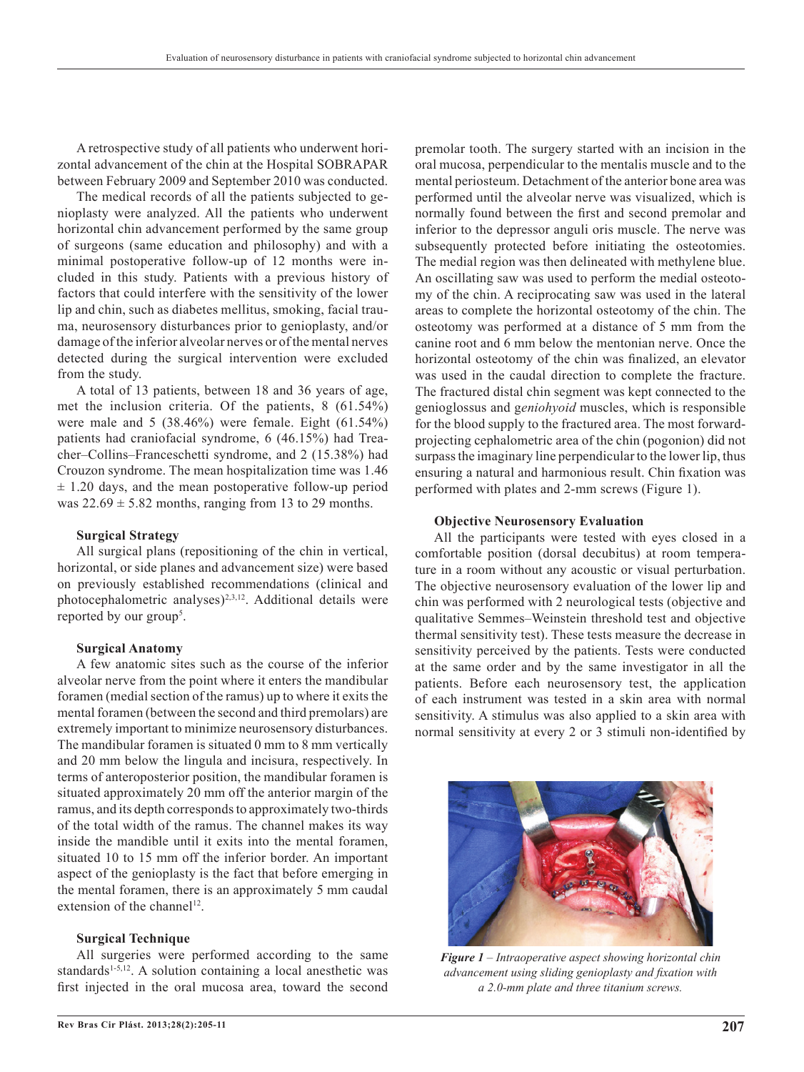A retrospective study of all patients who underwent horizontal advancement of the chin at the Hospital SOBRAPAR between February 2009 and September 2010 was conducted.

The medical records of all the patients subjected to genioplasty were analyzed. All the patients who underwent horizontal chin advancement performed by the same group of surgeons (same education and philosophy) and with a minimal postoperative follow-up of 12 months were included in this study. Patients with a previous history of factors that could interfere with the sensitivity of the lower lip and chin, such as diabetes mellitus, smoking, facial trauma, neurosensory disturbances prior to genioplasty, and/or damage of the inferior alveolar nerves or of the mental nerves detected during the surgical intervention were excluded from the study.

A total of 13 patients, between 18 and 36 years of age, met the inclusion criteria. Of the patients, 8 (61.54%) were male and 5 (38.46%) were female. Eight (61.54%) patients had craniofacial syndrome, 6 (46.15%) had Treacher–Collins–Franceschetti syndrome, and 2 (15.38%) had Crouzon syndrome. The mean hospitalization time was 1.46 ± 1.20 days, and the mean postoperative follow-up period was 22.69 ± 5.82 months, ranging from 13 to 29 months.

### Surgical Strategy

All surgical plans (repositioning of the chin in vertical, horizontal, or side planes and advancement size) were based on previously established recommendations (clinical and photocephalometric analyses)[2,3,12]. Additional details were reported by our group[5].

### Surgical Anatomy

A few anatomic sites such as the course of the inferior alveolar nerve from the point where it enters the mandibular foramen (medial section of the ramus) up to where it exits the mental foramen (between the second and third premolars) are extremely important to minimize neurosensory disturbances. The mandibular foramen is situated 0 mm to 8 mm vertically and 20 mm below the lingula and incisura, respectively. In terms of anteroposterior position, the mandibular foramen is situated approximately 20 mm off the anterior margin of the ramus, and its depth corresponds to approximately two-thirds of the total width of the ramus. The channel makes its way inside the mandible until it exits into the mental foramen, situated 10 to 15 mm off the inferior border. An important aspect of the genioplasty is the fact that before emerging in the mental foramen, there is an approximately 5 mm caudal extension of the channel[12].

### Surgical Technique

All surgeries were performed according to the same standards[1-5,12]. A solution containing a local anesthetic was first injected in the oral mucosa area, toward the second premolar tooth. The surgery started with an incision in the oral mucosa, perpendicular to the mentalis muscle and to the mental periosteum. Detachment of the anterior bone area was performed until the alveolar nerve was visualized, which is normally found between the first and second premolar and inferior to the depressor anguli oris muscle. The nerve was subsequently protected before initiating the osteotomies. The medial region was then delineated with methylene blue. An oscillating saw was used to perform the medial osteotomy of the chin. A reciprocating saw was used in the lateral areas to complete the horizontal osteotomy of the chin. The osteotomy was performed at a distance of 5 mm from the canine root and 6 mm below the mentonian nerve. Once the horizontal osteotomy of the chin was finalized, an elevator was used in the caudal direction to complete the fracture. The fractured distal chin segment was kept connected to the genioglossus and g*eniohyoid* muscles, which is responsible for the blood supply to the fractured area. The most forward-projecting cephalometric area of the chin (pogonion) did not surpass the imaginary line perpendicular to the lower lip, thus ensuring a natural and harmonious result. Chin fixation was performed with plates and 2-mm screws (Figure 1).

### Objective Neurosensory Evaluation

All the participants were tested with eyes closed in a comfortable position (dorsal decubitus) at room temperature in a room without any acoustic or visual perturbation. The objective neurosensory evaluation of the lower lip and chin was performed with 2 neurological tests (objective and qualitative Semmes–Weinstein threshold test and objective thermal sensitivity test). These tests measure the decrease in sensitivity perceived by the patients. Tests were conducted at the same order and by the same investigator in all the patients. Before each neurosensory test, the application of each instrument was tested in a skin area with normal sensitivity. A stimulus was also applied to a skin area with normal sensitivity at every 2 or 3 stimuli non-identified by

***Figure 1*** *– Intraoperative aspect showing horizontal chin advancement using sliding genioplasty and fixation with a 2.0-mm plate and three titanium screws.*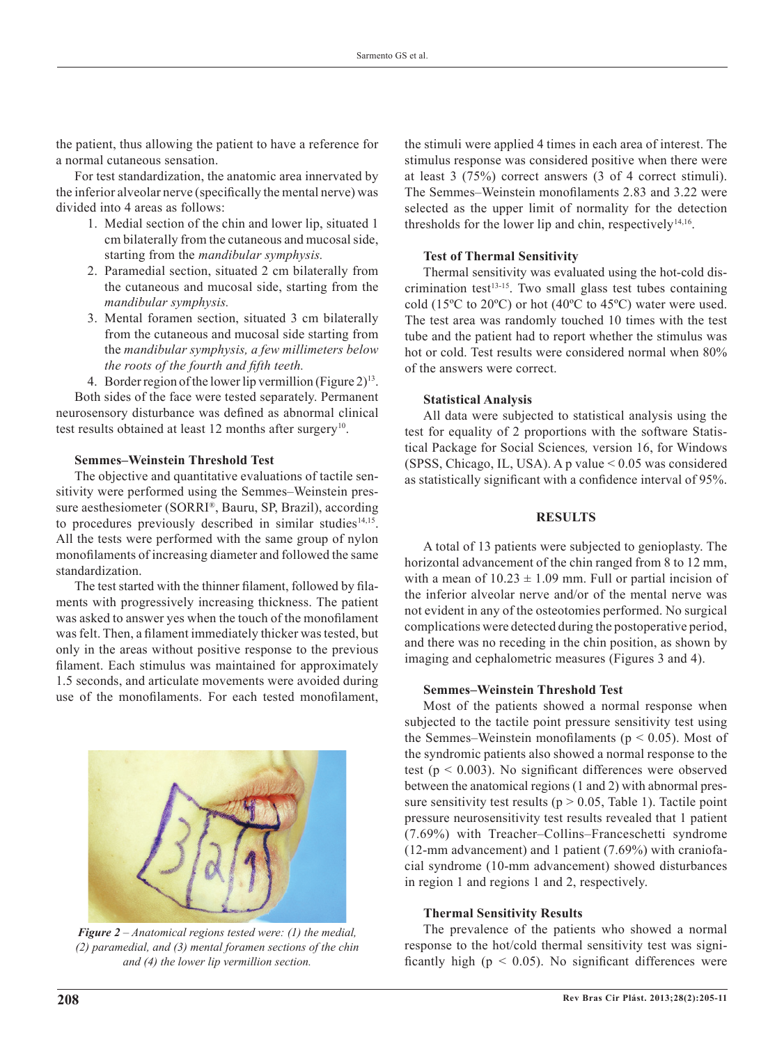the patient, thus allowing the patient to have a reference for a normal cutaneous sensation.

For test standardization, the anatomic area innervated by the inferior alveolar nerve (specifically the mental nerve) was divided into 4 areas as follows:

1. Medial section of the chin and lower lip, situated 1 cm bilaterally from the cutaneous and mucosal side, starting from the *mandibular symphysis.*
2. Paramedial section, situated 2 cm bilaterally from the cutaneous and mucosal side, starting from the *mandibular symphysis.*
3. Mental foramen section, situated 3 cm bilaterally from the cutaneous and mucosal side starting from the *mandibular symphysis, a few millimeters below the roots of the fourth and fifth teeth.*
4. Border region of the lower lip vermillion (Figure 2)[13].

Both sides of the face were tested separately. Permanent neurosensory disturbance was defined as abnormal clinical test results obtained at least 12 months after surgery[10].

**Semmes–Weinstein Threshold Test**

The objective and quantitative evaluations of tactile sensitivity were performed using the Semmes–Weinstein pressure aesthesiometer (SORRI®, Bauru, SP, Brazil), according to procedures previously described in similar studies[14,15]. All the tests were performed with the same group of nylon monofilaments of increasing diameter and followed the same standardization.

The test started with the thinner filament, followed by filaments with progressively increasing thickness. The patient was asked to answer yes when the touch of the monofilament was felt. Then, a filament immediately thicker was tested, but only in the areas without positive response to the previous filament. Each stimulus was maintained for approximately 1.5 seconds, and articulate movements were avoided during use of the monofilaments. For each tested monofilament, the stimuli were applied 4 times in each area of interest. The stimulus response was considered positive when there were at least 3 (75%) correct answers (3 of 4 correct stimuli). The Semmes–Weinstein monofilaments 2.83 and 3.22 were selected as the upper limit of normality for the detection thresholds for the lower lip and chin, respectively[14,16].

*Figure 2 – Anatomical regions tested were: (1) the medial, (2) paramedial, and (3) mental foramen sections of the chin and (4) the lower lip vermillion section.*

**Test of Thermal Sensitivity**

Thermal sensitivity was evaluated using the hot-cold discrimination test[13-15]. Two small glass test tubes containing cold (15ºC to 20ºC) or hot (40ºC to 45ºC) water were used. The test area was randomly touched 10 times with the test tube and the patient had to report whether the stimulus was hot or cold. Test results were considered normal when 80% of the answers were correct.

**Statistical Analysis**

All data were subjected to statistical analysis using the test for equality of 2 proportions with the software Statistical Package for Social Sciences*,* version 16, for Windows (SPSS, Chicago, IL, USA). A p value $< 0.05$ was considered as statistically significant with a confidence interval of 95%.

## RESULTS

A total of 13 patients were subjected to genioplasty. The horizontal advancement of the chin ranged from 8 to 12 mm, with a mean of $10.23 \pm 1.09$ mm. Full or partial incision of the inferior alveolar nerve and/or of the mental nerve was not evident in any of the osteotomies performed. No surgical complications were detected during the postoperative period, and there was no receding in the chin position, as shown by imaging and cephalometric measures (Figures 3 and 4).

**Semmes–Weinstein Threshold Test**

Most of the patients showed a normal response when subjected to the tactile point pressure sensitivity test using the Semmes–Weinstein monofilaments ($p < 0.05$). Most of the syndromic patients also showed a normal response to the test ($p < 0.003$). No significant differences were observed between the anatomical regions (1 and 2) with abnormal pressure sensitivity test results ($p > 0.05$, Table 1). Tactile point pressure neurosensitivity test results revealed that 1 patient (7.69%) with Treacher–Collins–Franceschetti syndrome (12-mm advancement) and 1 patient (7.69%) with craniofacial syndrome (10-mm advancement) showed disturbances in region 1 and regions 1 and 2, respectively.

**Thermal Sensitivity Results**

The prevalence of the patients who showed a normal response to the hot/cold thermal sensitivity test was significantly high ($p < 0.05$). No significant differences were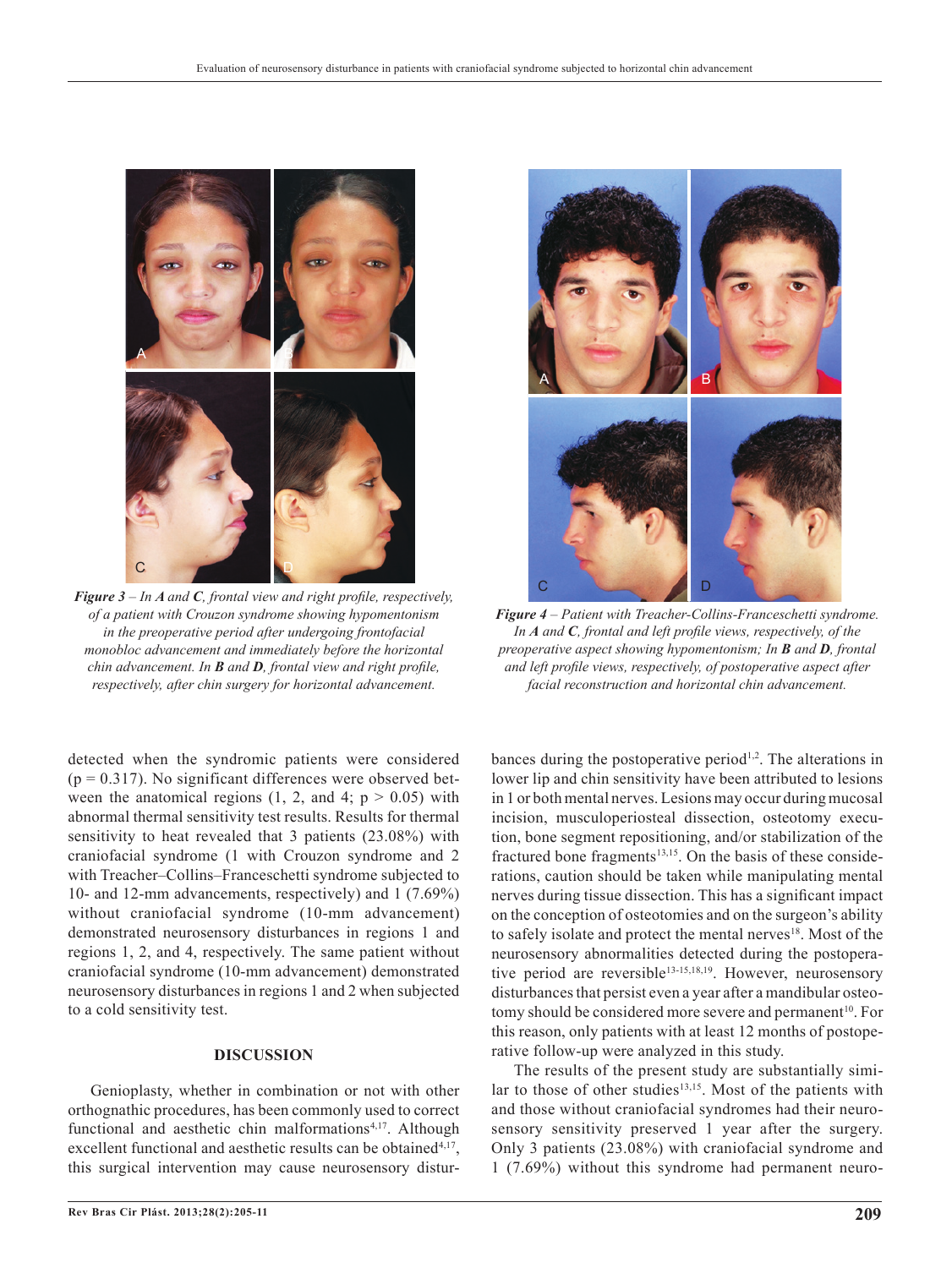*Figure 3* – In *A* and *C*, frontal view and right profile, respectively, of a patient with Crouzon syndrome showing hypomentonism in the preoperative period after undergoing frontofacial monobloc advancement and immediately before the horizontal chin advancement. In *B* and *D*, frontal view and right profile, respectively, after chin surgery for horizontal advancement.

*Figure 4* – Patient with Treacher-Collins-Franceschetti syndrome. In *A* and *C*, frontal and left profile views, respectively, of the preoperative aspect showing hypomentonism; In *B* and *D*, frontal and left profile views, respectively, of postoperative aspect after facial reconstruction and horizontal chin advancement.

detected when the syndromic patients were considered ($p = 0.317$). No significant differences were observed between the anatomical regions (1, 2, and 4; $p > 0.05$) with abnormal thermal sensitivity test results. Results for thermal sensitivity to heat revealed that 3 patients (23.08%) with craniofacial syndrome (1 with Crouzon syndrome and 2 with Treacher–Collins–Franceschetti syndrome subjected to 10- and 12-mm advancements, respectively) and 1 (7.69%) without craniofacial syndrome (10-mm advancement) demonstrated neurosensory disturbances in regions 1 and regions 1, 2, and 4, respectively. The same patient without craniofacial syndrome (10-mm advancement) demonstrated neurosensory disturbances in regions 1 and 2 when subjected to a cold sensitivity test.

## DISCUSSION

Genioplasty, whether in combination or not with other orthognathic procedures, has been commonly used to correct functional and aesthetic chin malformations[4,17]. Although excellent functional and aesthetic results can be obtained[4,17], this surgical intervention may cause neurosensory disturbances during the postoperative period[1,2]. The alterations in lower lip and chin sensitivity have been attributed to lesions in 1 or both mental nerves. Lesions may occur during mucosal incision, musculoperiosteal dissection, osteotomy execution, bone segment repositioning, and/or stabilization of the fractured bone fragments[13,15]. On the basis of these considerations, caution should be taken while manipulating mental nerves during tissue dissection. This has a significant impact on the conception of osteotomies and on the surgeon's ability to safely isolate and protect the mental nerves[18]. Most of the neurosensory abnormalities detected during the postoperative period are reversible[13-15,18,19]. However, neurosensory disturbances that persist even a year after a mandibular osteotomy should be considered more severe and permanent[10]. For this reason, only patients with at least 12 months of postoperative follow-up were analyzed in this study.

The results of the present study are substantially similar to those of other studies[13,15]. Most of the patients with and those without craniofacial syndromes had their neurosensory sensitivity preserved 1 year after the surgery. Only 3 patients (23.08%) with craniofacial syndrome and 1 (7.69%) without this syndrome had permanent neuro-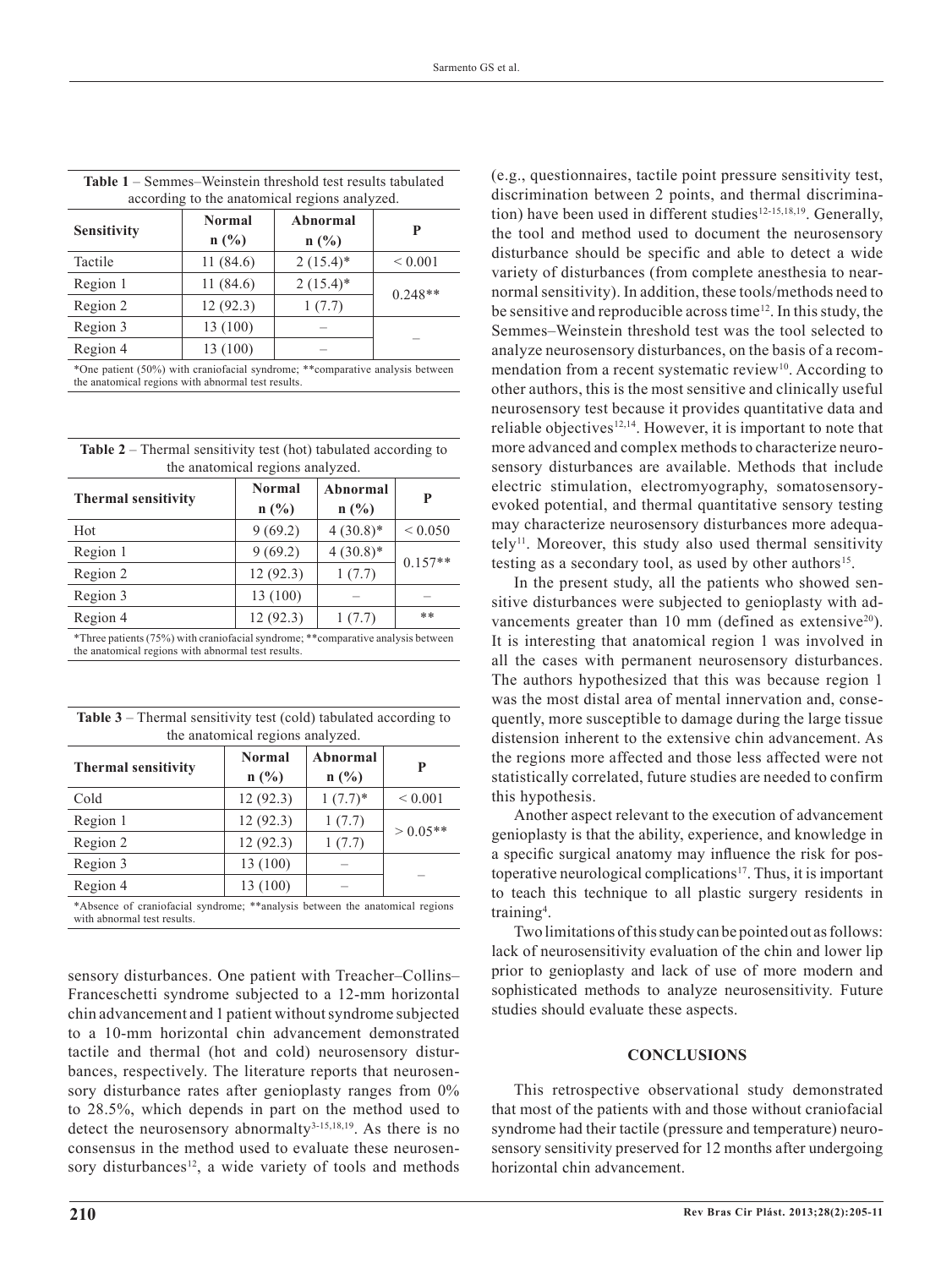**Table 1** – Semmes–Weinstein threshold test results tabulated according to the anatomical regions analyzed.

| Sensitivity | Normal n (%) | Abnormal n (%) | P |
|---|---|---|---|
| Tactile | 11 (84.6) | 2 (15.4)* | < 0.001 |
| Region 1 | 11 (84.6) | 2 (15.4)* | 0.248** |
| Region 2 | 12 (92.3) | 1 (7.7) | |
| Region 3 | 13 (100) | – | – |
| Region 4 | 13 (100) | – | |

*One patient (50%) with craniofacial syndrome; **comparative analysis between the anatomical regions with abnormal test results.

**Table 2** – Thermal sensitivity test (hot) tabulated according to the anatomical regions analyzed.

| Thermal sensitivity | Normal n (%) | Abnormal n (%) | P |
|---|---|---|---|
| Hot | 9 (69.2) | 4 (30.8)* | < 0.050 |
| Region 1 | 9 (69.2) | 4 (30.8)* | 0.157** |
| Region 2 | 12 (92.3) | 1 (7.7) | |
| Region 3 | 13 (100) | – | – |
| Region 4 | 12 (92.3) | 1 (7.7) | ** |

*Three patients (75%) with craniofacial syndrome; **comparative analysis between the anatomical regions with abnormal test results.

**Table 3** – Thermal sensitivity test (cold) tabulated according to the anatomical regions analyzed.

| Thermal sensitivity | Normal n (%) | Abnormal n (%) | P |
|---|---|---|---|
| Cold | 12 (92.3) | 1 (7.7)* | < 0.001 |
| Region 1 | 12 (92.3) | 1 (7.7) | > 0.05** |
| Region 2 | 12 (92.3) | 1 (7.7) | |
| Region 3 | 13 (100) | – | – |
| Region 4 | 13 (100) | – | |

*Absence of craniofacial syndrome; **analysis between the anatomical regions with abnormal test results.

sensory disturbances. One patient with Treacher–Collins–Franceschetti syndrome subjected to a 12-mm horizontal chin advancement and 1 patient without syndrome subjected to a 10-mm horizontal chin advancement demonstrated tactile and thermal (hot and cold) neurosensory disturbances, respectively. The literature reports that neurosensory disturbance rates after genioplasty ranges from 0% to 28.5%, which depends in part on the method used to detect the neurosensory abnormalty[3-15,18,19]. As there is no consensus in the method used to evaluate these neurosensory disturbances[12], a wide variety of tools and methods (e.g., questionnaires, tactile point pressure sensitivity test, discrimination between 2 points, and thermal discrimination) have been used in different studies[12-15,18,19]. Generally, the tool and method used to document the neurosensory disturbance should be specific and able to detect a wide variety of disturbances (from complete anesthesia to near-normal sensitivity). In addition, these tools/methods need to be sensitive and reproducible across time[12]. In this study, the Semmes–Weinstein threshold test was the tool selected to analyze neurosensory disturbances, on the basis of a recommendation from a recent systematic review[10]. According to other authors, this is the most sensitive and clinically useful neurosensory test because it provides quantitative data and reliable objectives[12,14]. However, it is important to note that more advanced and complex methods to characterize neurosensory disturbances are available. Methods that include electric stimulation, electromyography, somatosensory-evoked potential, and thermal quantitative sensory testing may characterize neurosensory disturbances more adequately[11]. Moreover, this study also used thermal sensitivity testing as a secondary tool, as used by other authors[15].

In the present study, all the patients who showed sensitive disturbances were subjected to genioplasty with advancements greater than 10 mm (defined as extensive[20]). It is interesting that anatomical region 1 was involved in all the cases with permanent neurosensory disturbances. The authors hypothesized that this was because region 1 was the most distal area of mental innervation and, consequently, more susceptible to damage during the large tissue distension inherent to the extensive chin advancement. As the regions more affected and those less affected were not statistically correlated, future studies are needed to confirm this hypothesis.

Another aspect relevant to the execution of advancement genioplasty is that the ability, experience, and knowledge in a specific surgical anatomy may influence the risk for postoperative neurological complications[17]. Thus, it is important to teach this technique to all plastic surgery residents in training[4].

Two limitations of this study can be pointed out as follows: lack of neurosensitivity evaluation of the chin and lower lip prior to genioplasty and lack of use of more modern and sophisticated methods to analyze neurosensitivity. Future studies should evaluate these aspects.

## CONCLUSIONS

This retrospective observational study demonstrated that most of the patients with and those without craniofacial syndrome had their tactile (pressure and temperature) neurosensory sensitivity preserved for 12 months after undergoing horizontal chin advancement.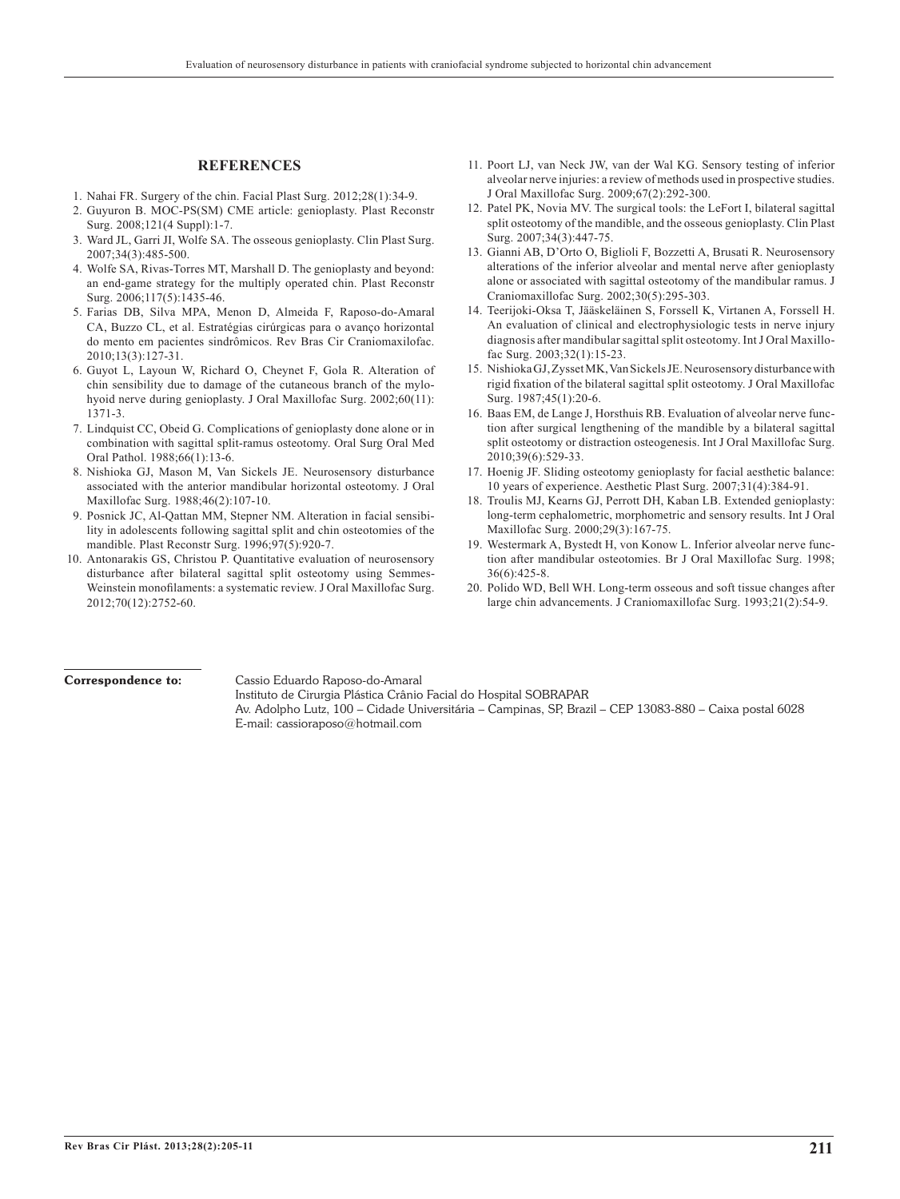## REFERENCES

1. Nahai FR. Surgery of the chin. Facial Plast Surg. 2012;28(1):34-9.
2. Guyuron B. MOC-PS(SM) CME article: genioplasty. Plast Reconstr Surg. 2008;121(4 Suppl):1-7.
3. Ward JL, Garri JI, Wolfe SA. The osseous genioplasty. Clin Plast Surg. 2007;34(3):485-500.
4. Wolfe SA, Rivas-Torres MT, Marshall D. The genioplasty and beyond: an end-game strategy for the multiply operated chin. Plast Reconstr Surg. 2006;117(5):1435-46.
5. Farias DB, Silva MPA, Menon D, Almeida F, Raposo-do-Amaral CA, Buzzo CL, et al. Estratégias cirúrgicas para o avanço horizontal do mento em pacientes sindrômicos. Rev Bras Cir Craniomaxilofac. 2010;13(3):127-31.
6. Guyot L, Layoun W, Richard O, Cheynet F, Gola R. Alteration of chin sensibility due to damage of the cutaneous branch of the mylohyoid nerve during genioplasty. J Oral Maxillofac Surg. 2002;60(11): 1371-3.
7. Lindquist CC, Obeid G. Complications of genioplasty done alone or in combination with sagittal split-ramus osteotomy. Oral Surg Oral Med Oral Pathol. 1988;66(1):13-6.
8. Nishioka GJ, Mason M, Van Sickels JE. Neurosensory disturbance associated with the anterior mandibular horizontal osteotomy. J Oral Maxillofac Surg. 1988;46(2):107-10.
9. Posnick JC, Al-Qattan MM, Stepner NM. Alteration in facial sensibility in adolescents following sagittal split and chin osteotomies of the mandible. Plast Reconstr Surg. 1996;97(5):920-7.
10. Antonarakis GS, Christou P. Quantitative evaluation of neurosensory disturbance after bilateral sagittal split osteotomy using Semmes-Weinstein monofilaments: a systematic review. J Oral Maxillofac Surg. 2012;70(12):2752-60.
11. Poort LJ, van Neck JW, van der Wal KG. Sensory testing of inferior alveolar nerve injuries: a review of methods used in prospective studies. J Oral Maxillofac Surg. 2009;67(2):292-300.
12. Patel PK, Novia MV. The surgical tools: the LeFort I, bilateral sagittal split osteotomy of the mandible, and the osseous genioplasty. Clin Plast Surg. 2007;34(3):447-75.
13. Gianni AB, D'Orto O, Biglioli F, Bozzetti A, Brusati R. Neurosensory alterations of the inferior alveolar and mental nerve after genioplasty alone or associated with sagittal osteotomy of the mandibular ramus. J Craniomaxillofac Surg. 2002;30(5):295-303.
14. Teerijoki-Oksa T, Jääskeläinen S, Forssell K, Virtanen A, Forssell H. An evaluation of clinical and electrophysiologic tests in nerve injury diagnosis after mandibular sagittal split osteotomy. Int J Oral Maxillofac Surg. 2003;32(1):15-23.
15. Nishioka GJ, Zysset MK, Van Sickels JE. Neurosensory disturbance with rigid fixation of the bilateral sagittal split osteotomy. J Oral Maxillofac Surg. 1987;45(1):20-6.
16. Baas EM, de Lange J, Horsthuis RB. Evaluation of alveolar nerve function after surgical lengthening of the mandible by a bilateral sagittal split osteotomy or distraction osteogenesis. Int J Oral Maxillofac Surg. 2010;39(6):529-33.
17. Hoenig JF. Sliding osteotomy genioplasty for facial aesthetic balance: 10 years of experience. Aesthetic Plast Surg. 2007;31(4):384-91.
18. Troulis MJ, Kearns GJ, Perrott DH, Kaban LB. Extended genioplasty: long-term cephalometric, morphometric and sensory results. Int J Oral Maxillofac Surg. 2000;29(3):167-75.
19. Westermark A, Bystedt H, von Konow L. Inferior alveolar nerve function after mandibular osteotomies. Br J Oral Maxillofac Surg. 1998; 36(6):425-8.
20. Polido WD, Bell WH. Long-term osseous and soft tissue changes after large chin advancements. J Craniomaxillofac Surg. 1993;21(2):54-9.

**Correspondence to:**

Cassio Eduardo Raposo-do-Amaral
Instituto de Cirurgia Plástica Crânio Facial do Hospital SOBRAPAR
Av. Adolpho Lutz, 100 – Cidade Universitária – Campinas, SP, Brazil – CEP 13083-880 – Caixa postal 6028
E-mail: cassioraposo@hotmail.com